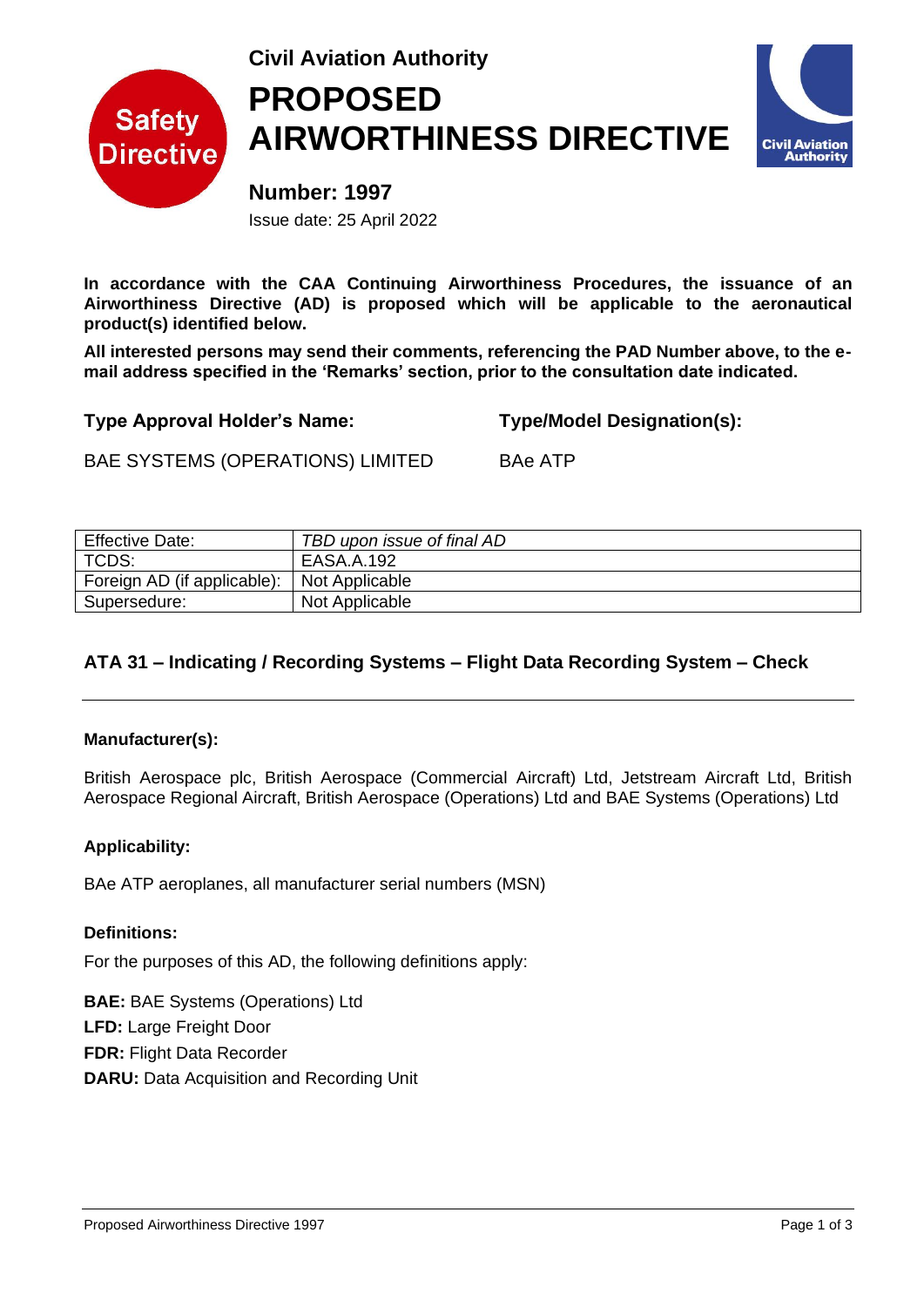Safety Directive

Civil Aviation Authority

# PROPOSED AIRWORTHINESS DIRECTIVE

Civil Aviation Authority

## Number: 1997

Issue date: 25 April 2022

**In accordance with the CAA Continuing Airworthiness Procedures, the issuance of an Airworthiness Directive (AD) is proposed which will be applicable to the aeronautical product(s) identified below.**

**All interested persons may send their comments, referencing the PAD Number above, to the e-mail address specified in the 'Remarks' section, prior to the consultation date indicated.**

| **Type Approval Holder's Name:** | **Type/Model Designation(s):** |
|---|---|
| BAE SYSTEMS (OPERATIONS) LIMITED | BAe ATP |

| Effective Date: | *TBD upon issue of final AD* |
|---|---|
| TCDS: | EASA.A.192 |
| Foreign AD (if applicable): | Not Applicable |
| Supersedure: | Not Applicable |

### ATA 31 – Indicating / Recording Systems – Flight Data Recording System – Check

---

**Manufacturer(s):**

British Aerospace plc, British Aerospace (Commercial Aircraft) Ltd, Jetstream Aircraft Ltd, British Aerospace Regional Aircraft, British Aerospace (Operations) Ltd and BAE Systems (Operations) Ltd

**Applicability:**

BAe ATP aeroplanes, all manufacturer serial numbers (MSN)

**Definitions:**

For the purposes of this AD, the following definitions apply:

**BAE:** BAE Systems (Operations) Ltd
**LFD:** Large Freight Door
**FDR:** Flight Data Recorder
**DARU:** Data Acquisition and Recording Unit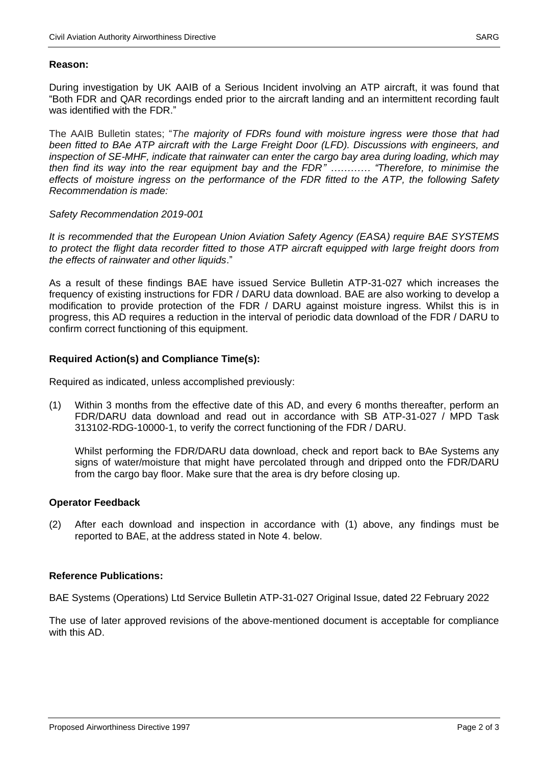**Reason:**

During investigation by UK AAIB of a Serious Incident involving an ATP aircraft, it was found that "Both FDR and QAR recordings ended prior to the aircraft landing and an intermittent recording fault was identified with the FDR."

The AAIB Bulletin states; "*The majority of FDRs found with moisture ingress were those that had been fitted to BAe ATP aircraft with the Large Freight Door (LFD). Discussions with engineers, and inspection of SE-MHF, indicate that rainwater can enter the cargo bay area during loading, which may then find its way into the rear equipment bay and the FDR" ………… "Therefore, to minimise the effects of moisture ingress on the performance of the FDR fitted to the ATP, the following Safety Recommendation is made:*

*Safety Recommendation 2019-001*

*It is recommended that the European Union Aviation Safety Agency (EASA) require BAE SYSTEMS to protect the flight data recorder fitted to those ATP aircraft equipped with large freight doors from the effects of rainwater and other liquids*."

As a result of these findings BAE have issued Service Bulletin ATP-31-027 which increases the frequency of existing instructions for FDR / DARU data download. BAE are also working to develop a modification to provide protection of the FDR / DARU against moisture ingress. Whilst this is in progress, this AD requires a reduction in the interval of periodic data download of the FDR / DARU to confirm correct functioning of this equipment.

**Required Action(s) and Compliance Time(s):**

Required as indicated, unless accomplished previously:

(1) Within 3 months from the effective date of this AD, and every 6 months thereafter, perform an FDR/DARU data download and read out in accordance with SB ATP-31-027 / MPD Task 313102-RDG-10000-1, to verify the correct functioning of the FDR / DARU.

Whilst performing the FDR/DARU data download, check and report back to BAe Systems any signs of water/moisture that might have percolated through and dripped onto the FDR/DARU from the cargo bay floor. Make sure that the area is dry before closing up.

**Operator Feedback**

(2) After each download and inspection in accordance with (1) above, any findings must be reported to BAE, at the address stated in Note 4. below.

**Reference Publications:**

BAE Systems (Operations) Ltd Service Bulletin ATP-31-027 Original Issue, dated 22 February 2022

The use of later approved revisions of the above-mentioned document is acceptable for compliance with this AD.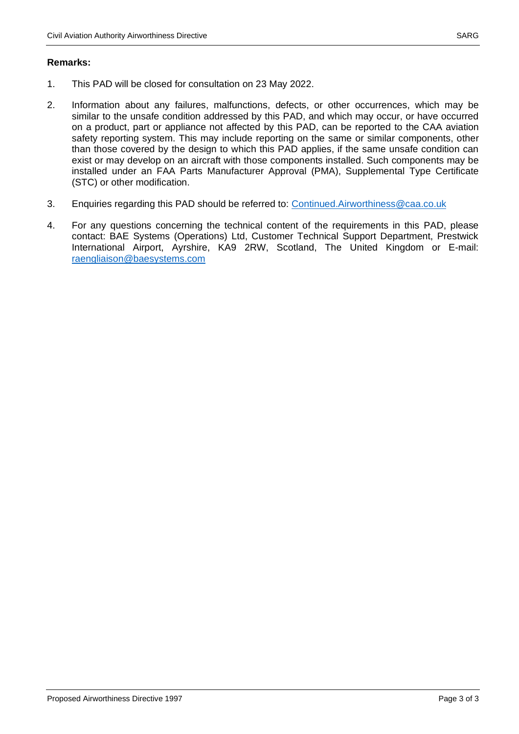**Remarks:**

1. This PAD will be closed for consultation on 23 May 2022.

2. Information about any failures, malfunctions, defects, or other occurrences, which may be similar to the unsafe condition addressed by this PAD, and which may occur, or have occurred on a product, part or appliance not affected by this PAD, can be reported to the CAA aviation safety reporting system. This may include reporting on the same or similar components, other than those covered by the design to which this PAD applies, if the same unsafe condition can exist or may develop on an aircraft with those components installed. Such components may be installed under an FAA Parts Manufacturer Approval (PMA), Supplemental Type Certificate (STC) or other modification.

3. Enquiries regarding this PAD should be referred to: Continued.Airworthiness@caa.co.uk

4. For any questions concerning the technical content of the requirements in this PAD, please contact: BAE Systems (Operations) Ltd, Customer Technical Support Department, Prestwick International Airport, Ayrshire, KA9 2RW, Scotland, The United Kingdom or E-mail: raengliaison@baesystems.com